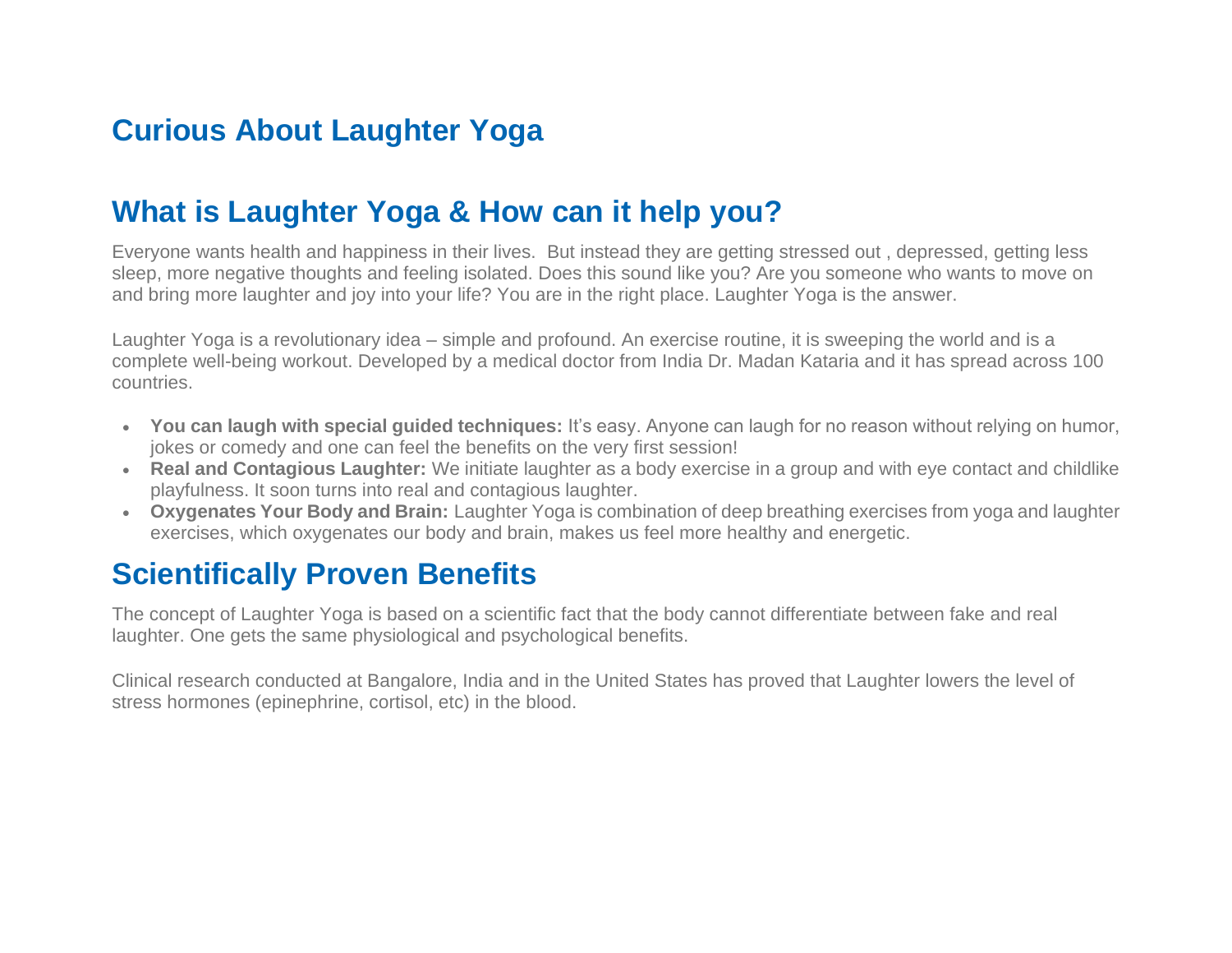# Curious About Laughter Yoga

## What is Laughter Yoga & How can it help you?

Everyone wants health and happiness in their lives. But instead they are getting stressed out , depressed, getting less sleep, more negative thoughts and feeling isolated. Does this sound like you? Are you someone who wants to move on and bring more laughter and joy into your life? You are in the right place. Laughter Yoga is the answer.

Laughter Yoga is a revolutionary idea – simple and profound. An exercise routine, it is sweeping the world and is a complete well-being workout. Developed by a medical doctor from India Dr. Madan Kataria and it has spread across 100 countries.

- **You can laugh with special guided techniques:** It's easy. Anyone can laugh for no reason without relying on humor, jokes or comedy and one can feel the benefits on the very first session!
- **Real and Contagious Laughter:** We initiate laughter as a body exercise in a group and with eye contact and childlike playfulness. It soon turns into real and contagious laughter.
- **Oxygenates Your Body and Brain:** Laughter Yoga is combination of deep breathing exercises from yoga and laughter exercises, which oxygenates our body and brain, makes us feel more healthy and energetic.

## Scientifically Proven Benefits

The concept of Laughter Yoga is based on a scientific fact that the body cannot differentiate between fake and real laughter. One gets the same physiological and psychological benefits.

Clinical research conducted at Bangalore, India and in the United States has proved that Laughter lowers the level of stress hormones (epinephrine, cortisol, etc) in the blood.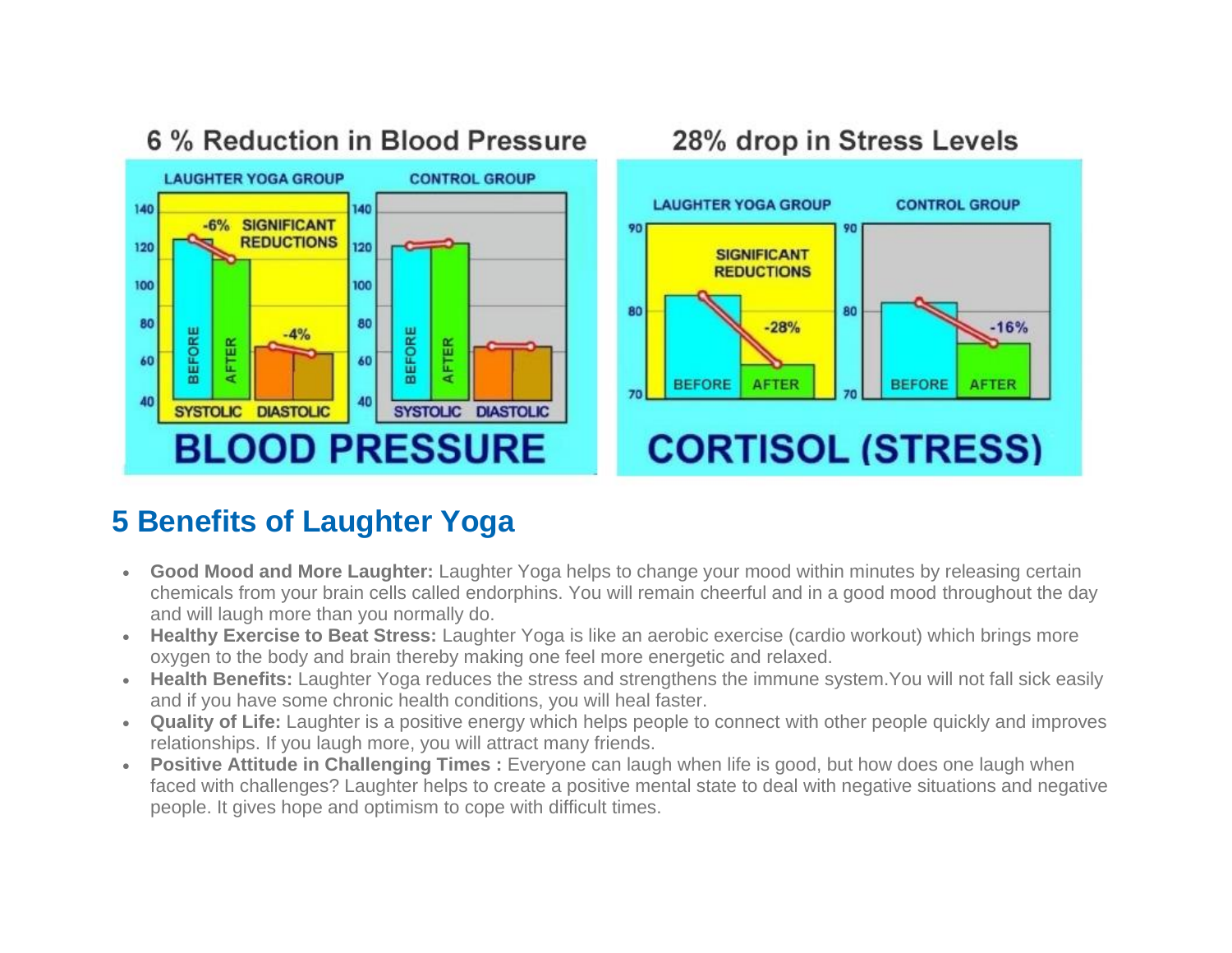**6 % Reduction in Blood Pressure**

**28% drop in Stress Levels**

## 5 Benefits of Laughter Yoga

- **Good Mood and More Laughter:** Laughter Yoga helps to change your mood within minutes by releasing certain chemicals from your brain cells called endorphins. You will remain cheerful and in a good mood throughout the day and will laugh more than you normally do.
- **Healthy Exercise to Beat Stress:** Laughter Yoga is like an aerobic exercise (cardio workout) which brings more oxygen to the body and brain thereby making one feel more energetic and relaxed.
- **Health Benefits:** Laughter Yoga reduces the stress and strengthens the immune system.You will not fall sick easily and if you have some chronic health conditions, you will heal faster.
- **Quality of Life:** Laughter is a positive energy which helps people to connect with other people quickly and improves relationships. If you laugh more, you will attract many friends.
- **Positive Attitude in Challenging Times :** Everyone can laugh when life is good, but how does one laugh when faced with challenges? Laughter helps to create a positive mental state to deal with negative situations and negative people. It gives hope and optimism to cope with difficult times.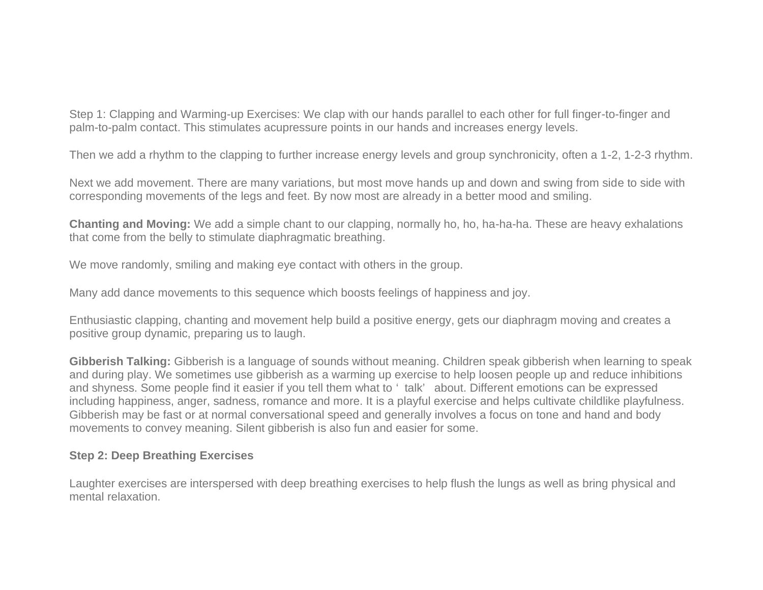Step 1: Clapping and Warming-up Exercises: We clap with our hands parallel to each other for full finger-to-finger and palm-to-palm contact. This stimulates acupressure points in our hands and increases energy levels.

Then we add a rhythm to the clapping to further increase energy levels and group synchronicity, often a 1-2, 1-2-3 rhythm.

Next we add movement. There are many variations, but most move hands up and down and swing from side to side with corresponding movements of the legs and feet. By now most are already in a better mood and smiling.

**Chanting and Moving:** We add a simple chant to our clapping, normally ho, ho, ha-ha-ha. These are heavy exhalations that come from the belly to stimulate diaphragmatic breathing.

We move randomly, smiling and making eye contact with others in the group.

Many add dance movements to this sequence which boosts feelings of happiness and joy.

Enthusiastic clapping, chanting and movement help build a positive energy, gets our diaphragm moving and creates a positive group dynamic, preparing us to laugh.

**Gibberish Talking:** Gibberish is a language of sounds without meaning. Children speak gibberish when learning to speak and during play. We sometimes use gibberish as a warming up exercise to help loosen people up and reduce inhibitions and shyness. Some people find it easier if you tell them what to ' talk' about. Different emotions can be expressed including happiness, anger, sadness, romance and more. It is a playful exercise and helps cultivate childlike playfulness. Gibberish may be fast or at normal conversational speed and generally involves a focus on tone and hand and body movements to convey meaning. Silent gibberish is also fun and easier for some.

**Step 2: Deep Breathing Exercises**

Laughter exercises are interspersed with deep breathing exercises to help flush the lungs as well as bring physical and mental relaxation.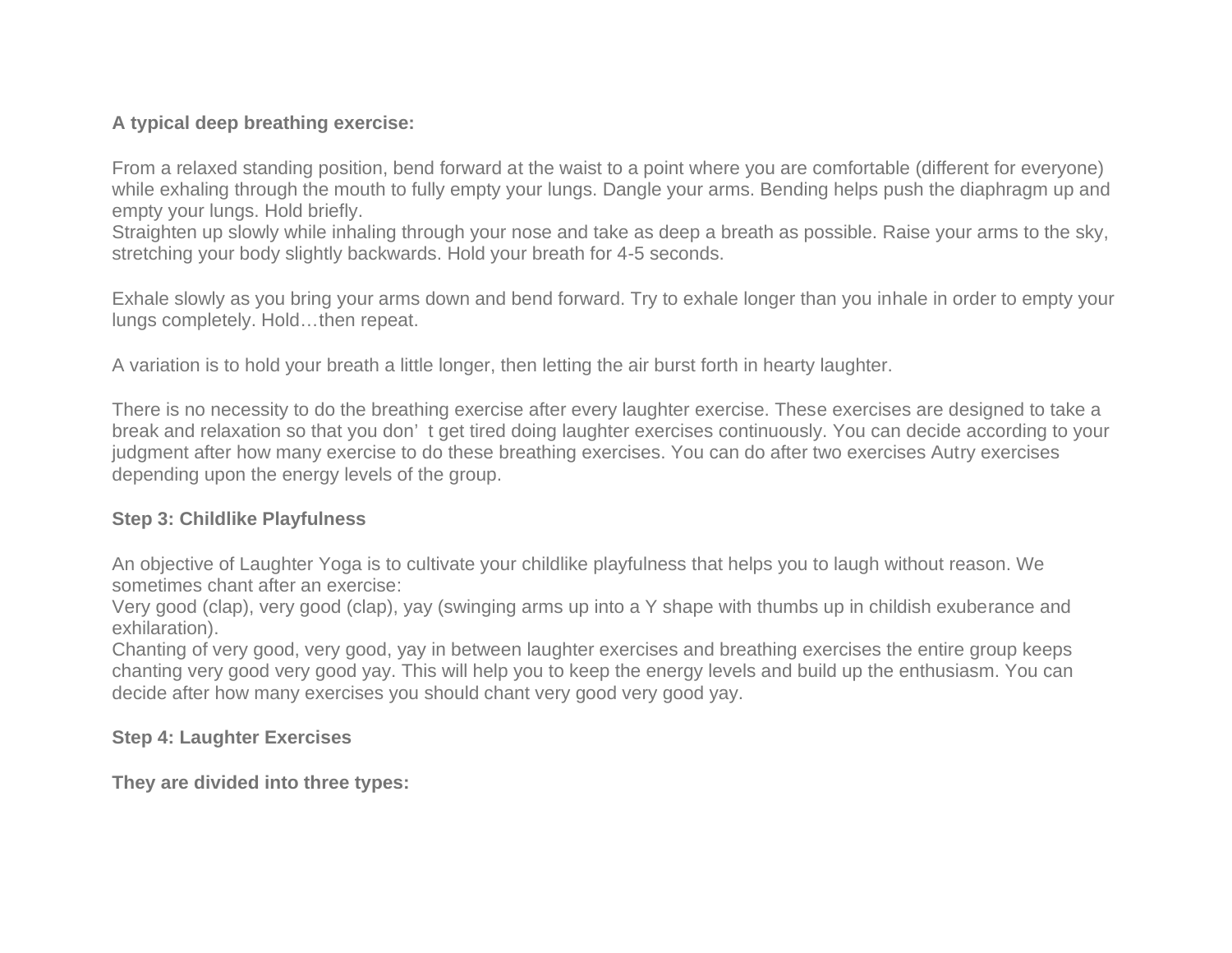**A typical deep breathing exercise:**

From a relaxed standing position, bend forward at the waist to a point where you are comfortable (different for everyone) while exhaling through the mouth to fully empty your lungs. Dangle your arms. Bending helps push the diaphragm up and empty your lungs. Hold briefly.
Straighten up slowly while inhaling through your nose and take as deep a breath as possible. Raise your arms to the sky, stretching your body slightly backwards. Hold your breath for 4-5 seconds.

Exhale slowly as you bring your arms down and bend forward. Try to exhale longer than you inhale in order to empty your lungs completely. Hold…then repeat.

A variation is to hold your breath a little longer, then letting the air burst forth in hearty laughter.

There is no necessity to do the breathing exercise after every laughter exercise. These exercises are designed to take a break and relaxation so that you don' t get tired doing laughter exercises continuously. You can decide according to your judgment after how many exercise to do these breathing exercises. You can do after two exercises Autry exercises depending upon the energy levels of the group.

**Step 3: Childlike Playfulness**

An objective of Laughter Yoga is to cultivate your childlike playfulness that helps you to laugh without reason. We sometimes chant after an exercise:
Very good (clap), very good (clap), yay (swinging arms up into a Y shape with thumbs up in childish exuberance and exhilaration).
Chanting of very good, very good, yay in between laughter exercises and breathing exercises the entire group keeps chanting very good very good yay. This will help you to keep the energy levels and build up the enthusiasm. You can decide after how many exercises you should chant very good very good yay.

**Step 4: Laughter Exercises**

**They are divided into three types:**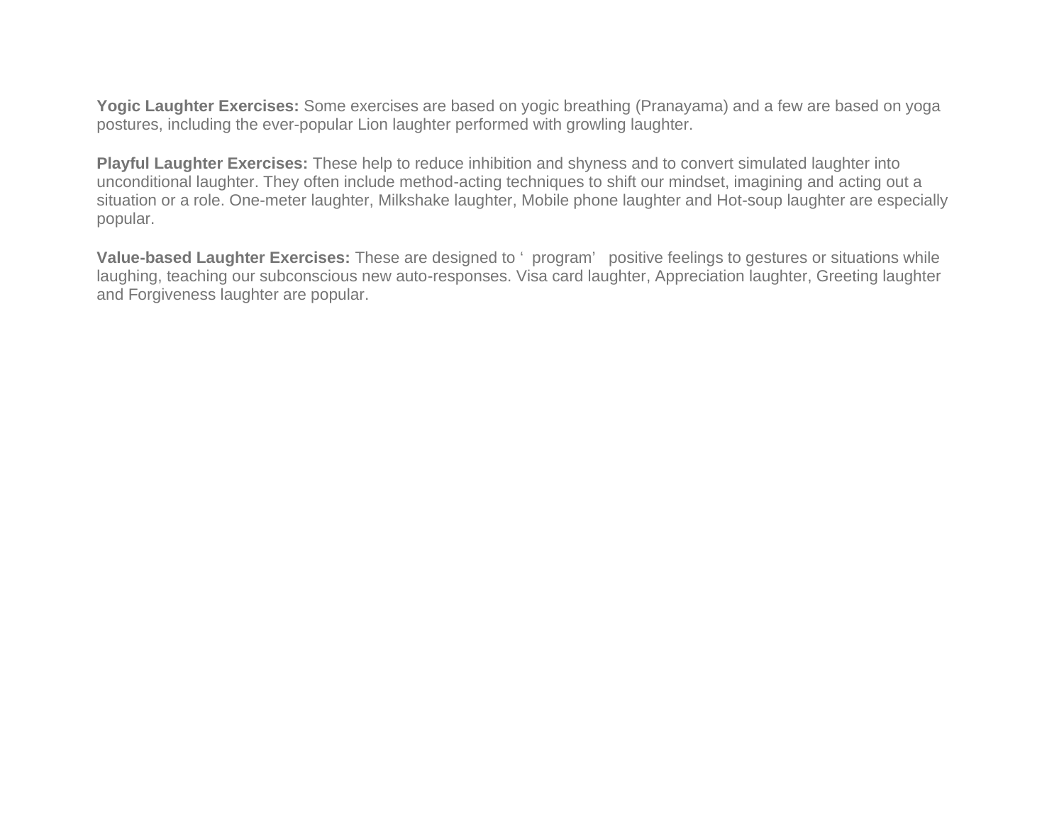**Yogic Laughter Exercises:** Some exercises are based on yogic breathing (Pranayama) and a few are based on yoga postures, including the ever-popular Lion laughter performed with growling laughter.

**Playful Laughter Exercises:** These help to reduce inhibition and shyness and to convert simulated laughter into unconditional laughter. They often include method-acting techniques to shift our mindset, imagining and acting out a situation or a role. One-meter laughter, Milkshake laughter, Mobile phone laughter and Hot-soup laughter are especially popular.

**Value-based Laughter Exercises:** These are designed to 'program' positive feelings to gestures or situations while laughing, teaching our subconscious new auto-responses. Visa card laughter, Appreciation laughter, Greeting laughter and Forgiveness laughter are popular.